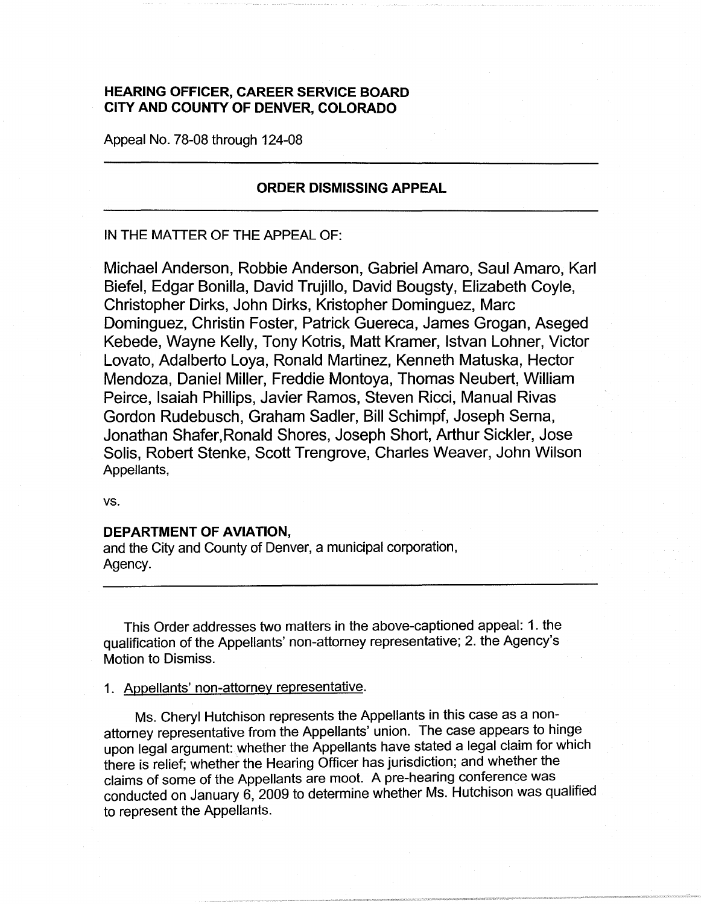**HEARING OFFICER, CAREER SERVICE BOARD**
**CITY AND COUNTY OF DENVER, COLORADO**

Appeal No. 78-08 through 124-08

---

**ORDER DISMISSING APPEAL**

---

IN THE MATTER OF THE APPEAL OF:

Michael Anderson, Robbie Anderson, Gabriel Amaro, Saul Amaro, Karl Biefel, Edgar Bonilla, David Trujillo, David Bougsty, Elizabeth Coyle, Christopher Dirks, John Dirks, Kristopher Dominguez, Marc Dominguez, Christin Foster, Patrick Guereca, James Grogan, Aseged Kebede, Wayne Kelly, Tony Kotris, Matt Kramer, Istvan Lohner, Victor Lovato, Adalberto Loya, Ronald Martinez, Kenneth Matuska, Hector Mendoza, Daniel Miller, Freddie Montoya, Thomas Neubert, William Peirce, Isaiah Phillips, Javier Ramos, Steven Ricci, Manual Rivas Gordon Rudebusch, Graham Sadler, Bill Schimpf, Joseph Serna, Jonathan Shafer,Ronald Shores, Joseph Short, Arthur Sickler, Jose Solis, Robert Stenke, Scott Trengrove, Charles Weaver, John Wilson
Appellants,

vs.

**DEPARTMENT OF AVIATION,**
and the City and County of Denver, a municipal corporation,
Agency.

---

This Order addresses two matters in the above-captioned appeal: 1. the qualification of the Appellants' non-attorney representative; 2. the Agency's Motion to Dismiss.

1. Appellants' non-attorney representative.

Ms. Cheryl Hutchison represents the Appellants in this case as a non-attorney representative from the Appellants' union. The case appears to hinge upon legal argument: whether the Appellants have stated a legal claim for which there is relief; whether the Hearing Officer has jurisdiction; and whether the claims of some of the Appellants are moot. A pre-hearing conference was conducted on January 6, 2009 to determine whether Ms. Hutchison was qualified to represent the Appellants.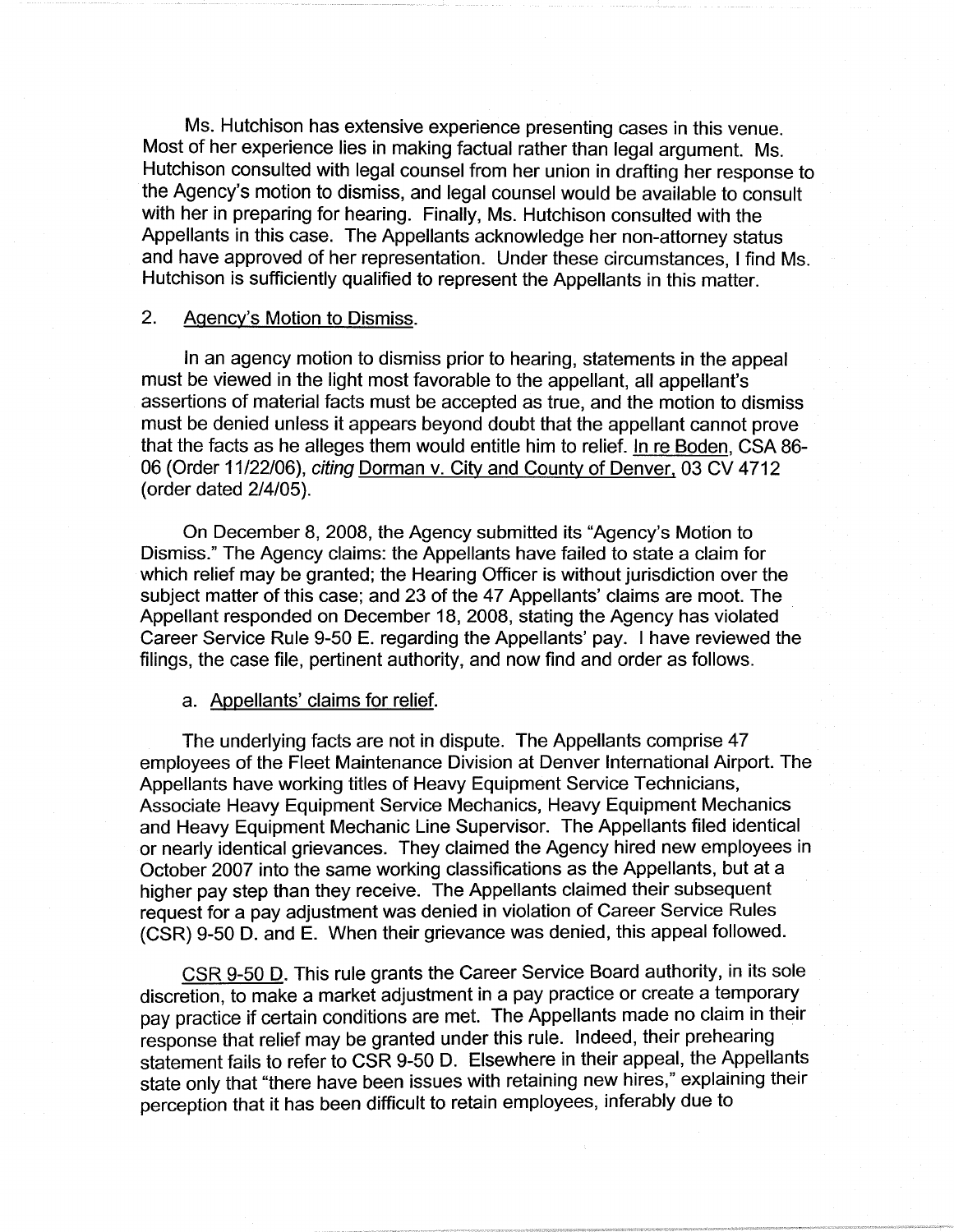Ms. Hutchison has extensive experience presenting cases in this venue. Most of her experience lies in making factual rather than legal argument. Ms. Hutchison consulted with legal counsel from her union in drafting her response to the Agency's motion to dismiss, and legal counsel would be available to consult with her in preparing for hearing. Finally, Ms. Hutchison consulted with the Appellants in this case. The Appellants acknowledge her non-attorney status and have approved of her representation. Under these circumstances, I find Ms. Hutchison is sufficiently qualified to represent the Appellants in this matter.

2. Agency's Motion to Dismiss.

In an agency motion to dismiss prior to hearing, statements in the appeal must be viewed in the light most favorable to the appellant, all appellant's assertions of material facts must be accepted as true, and the motion to dismiss must be denied unless it appears beyond doubt that the appellant cannot prove that the facts as he alleges them would entitle him to relief. In re Boden, CSA 86-06 (Order 11/22/06), *citing* Dorman v. City and County of Denver, 03 CV 4712 (order dated 2/4/05).

On December 8, 2008, the Agency submitted its "Agency's Motion to Dismiss." The Agency claims: the Appellants have failed to state a claim for which relief may be granted; the Hearing Officer is without jurisdiction over the subject matter of this case; and 23 of the 47 Appellants' claims are moot. The Appellant responded on December 18, 2008, stating the Agency has violated Career Service Rule 9-50 E. regarding the Appellants' pay. I have reviewed the filings, the case file, pertinent authority, and now find and order as follows.

a. Appellants' claims for relief.

The underlying facts are not in dispute. The Appellants comprise 47 employees of the Fleet Maintenance Division at Denver International Airport. The Appellants have working titles of Heavy Equipment Service Technicians, Associate Heavy Equipment Service Mechanics, Heavy Equipment Mechanics and Heavy Equipment Mechanic Line Supervisor. The Appellants filed identical or nearly identical grievances. They claimed the Agency hired new employees in October 2007 into the same working classifications as the Appellants, but at a higher pay step than they receive. The Appellants claimed their subsequent request for a pay adjustment was denied in violation of Career Service Rules (CSR) 9-50 D. and E. When their grievance was denied, this appeal followed.

CSR 9-50 D. This rule grants the Career Service Board authority, in its sole discretion, to make a market adjustment in a pay practice or create a temporary pay practice if certain conditions are met. The Appellants made no claim in their response that relief may be granted under this rule. Indeed, their prehearing statement fails to refer to CSR 9-50 D. Elsewhere in their appeal, the Appellants state only that "there have been issues with retaining new hires," explaining their perception that it has been difficult to retain employees, inferably due to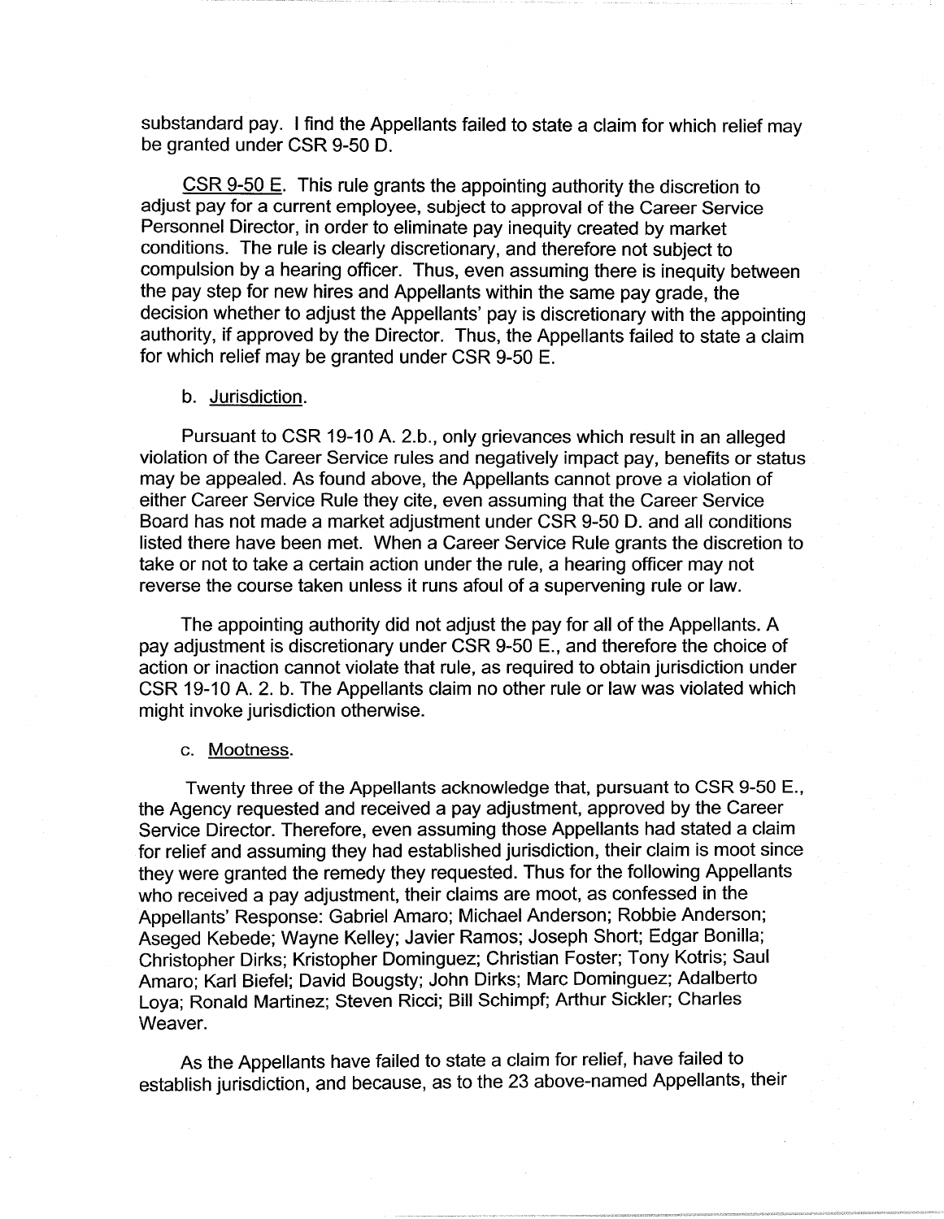substandard pay. I find the Appellants failed to state a claim for which relief may be granted under CSR 9-50 D.

CSR 9-50 E. This rule grants the appointing authority the discretion to adjust pay for a current employee, subject to approval of the Career Service Personnel Director, in order to eliminate pay inequity created by market conditions. The rule is clearly discretionary, and therefore not subject to compulsion by a hearing officer. Thus, even assuming there is inequity between the pay step for new hires and Appellants within the same pay grade, the decision whether to adjust the Appellants' pay is discretionary with the appointing authority, if approved by the Director. Thus, the Appellants failed to state a claim for which relief may be granted under CSR 9-50 E.

b. Jurisdiction.

Pursuant to CSR 19-10 A. 2.b., only grievances which result in an alleged violation of the Career Service rules and negatively impact pay, benefits or status may be appealed. As found above, the Appellants cannot prove a violation of either Career Service Rule they cite, even assuming that the Career Service Board has not made a market adjustment under CSR 9-50 D. and all conditions listed there have been met. When a Career Service Rule grants the discretion to take or not to take a certain action under the rule, a hearing officer may not reverse the course taken unless it runs afoul of a supervening rule or law.

The appointing authority did not adjust the pay for all of the Appellants. A pay adjustment is discretionary under CSR 9-50 E., and therefore the choice of action or inaction cannot violate that rule, as required to obtain jurisdiction under CSR 19-10 A. 2. b. The Appellants claim no other rule or law was violated which might invoke jurisdiction otherwise.

c. Mootness.

Twenty three of the Appellants acknowledge that, pursuant to CSR 9-50 E., the Agency requested and received a pay adjustment, approved by the Career Service Director. Therefore, even assuming those Appellants had stated a claim for relief and assuming they had established jurisdiction, their claim is moot since they were granted the remedy they requested. Thus for the following Appellants who received a pay adjustment, their claims are moot, as confessed in the Appellants' Response: Gabriel Amaro; Michael Anderson; Robbie Anderson; Aseged Kebede; Wayne Kelley; Javier Ramos; Joseph Short; Edgar Bonilla; Christopher Dirks; Kristopher Dominguez; Christian Foster; Tony Kotris; Saul Amaro; Karl Biefel; David Bougsty; John Dirks; Marc Dominguez; Adalberto Loya; Ronald Martinez; Steven Ricci; Bill Schimpf; Arthur Sickler; Charles Weaver.

As the Appellants have failed to state a claim for relief, have failed to establish jurisdiction, and because, as to the 23 above-named Appellants, their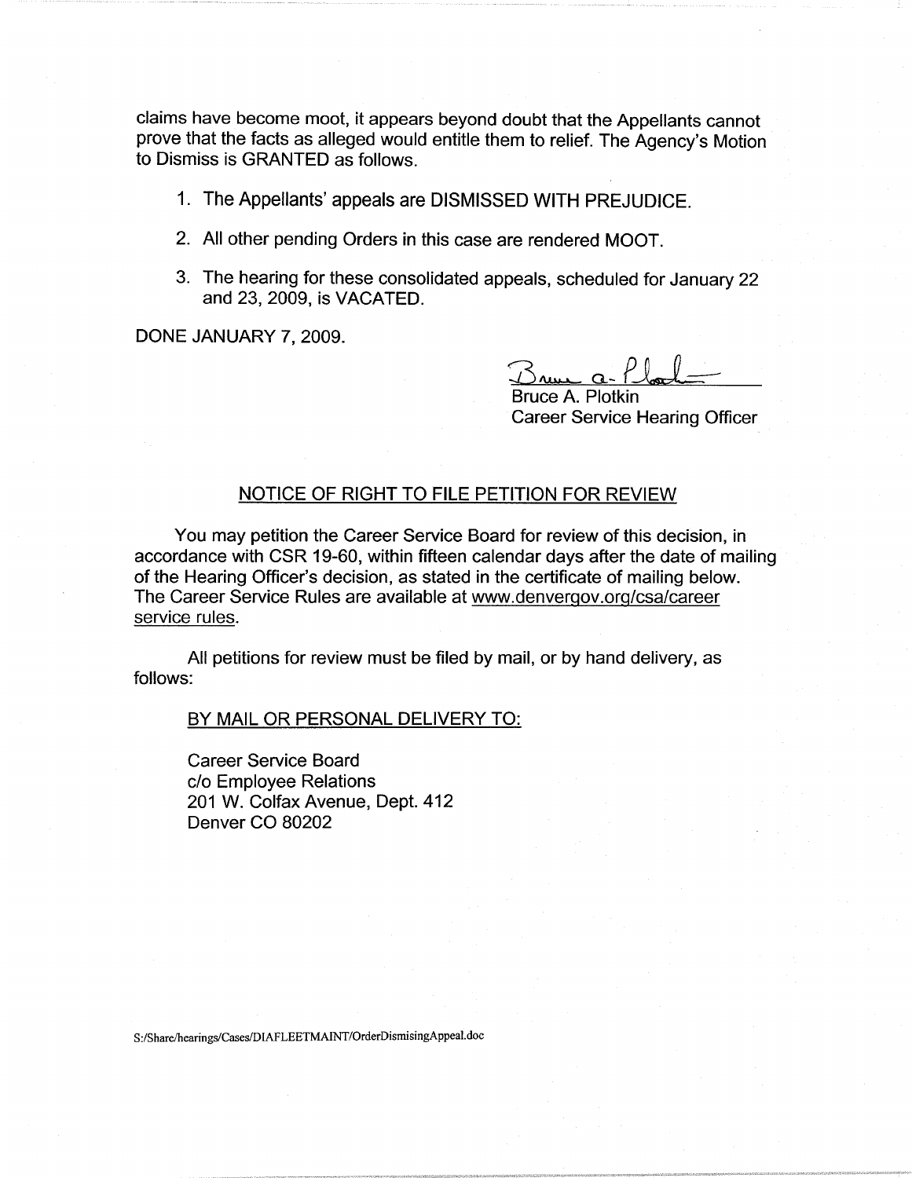claims have become moot, it appears beyond doubt that the Appellants cannot prove that the facts as alleged would entitle them to relief. The Agency's Motion to Dismiss is GRANTED as follows.

1. The Appellants' appeals are DISMISSED WITH PREJUDICE.
2. All other pending Orders in this case are rendered MOOT.
3. The hearing for these consolidated appeals, scheduled for January 22 and 23, 2009, is VACATED.

DONE JANUARY 7, 2009.

Bruce A. Plotkin
Career Service Hearing Officer

## NOTICE OF RIGHT TO FILE PETITION FOR REVIEW

You may petition the Career Service Board for review of this decision, in accordance with CSR 19-60, within fifteen calendar days after the date of mailing of the Hearing Officer's decision, as stated in the certificate of mailing below. The Career Service Rules are available at www.denvergov.org/csa/career service rules.

All petitions for review must be filed by mail, or by hand delivery, as follows:

BY MAIL OR PERSONAL DELIVERY TO:

Career Service Board
c/o Employee Relations
201 W. Colfax Avenue, Dept. 412
Denver CO 80202

S:/Share/hearings/Cases/DIAFLEETMAINT/OrderDismisingAppeal.doc